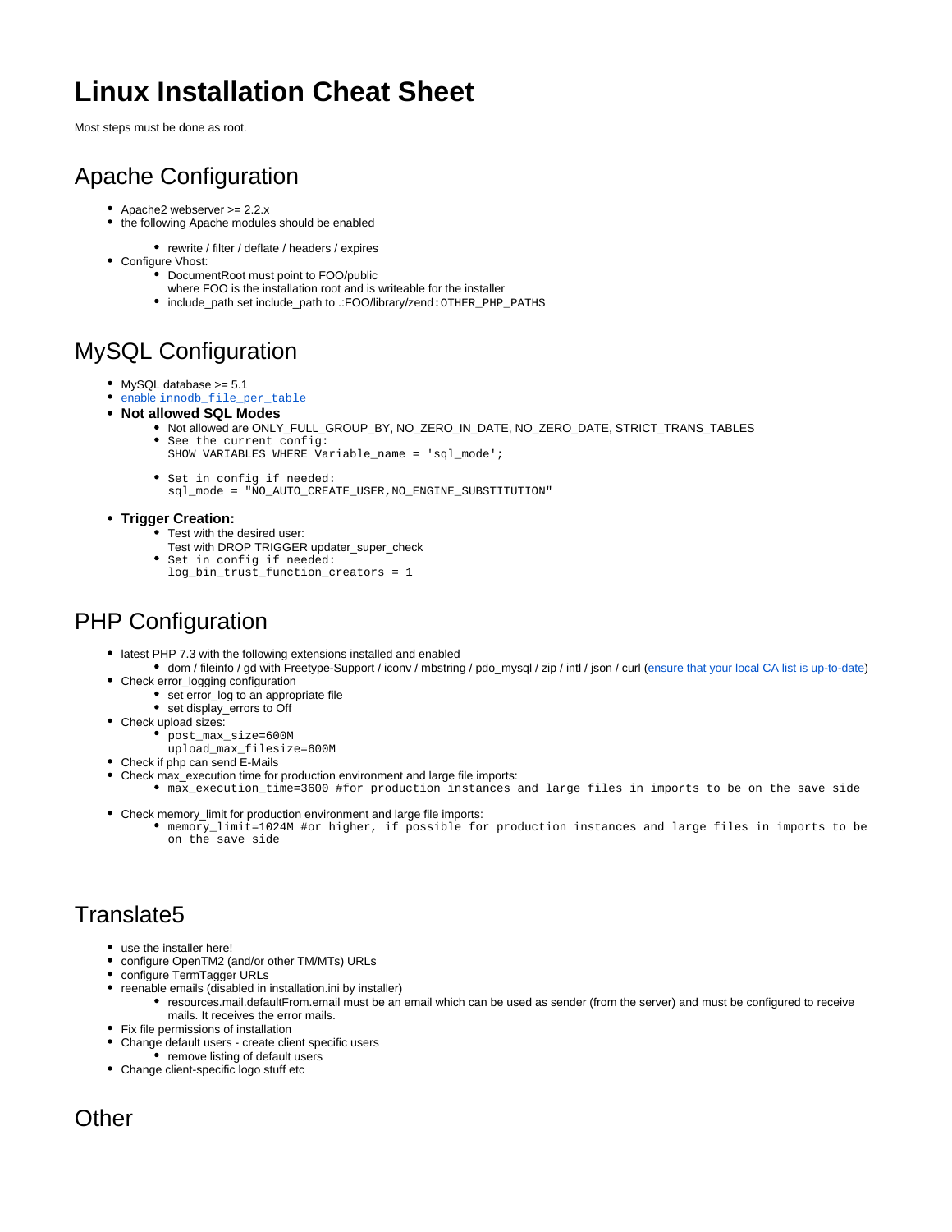# Linux Installation Cheat Sheet

Most steps must be done as root.

## Apache Configuration

- Apache2 webserver >= 2.2.x
- the following Apache modules should be enabled
  - rewrite / filter / deflate / headers / expires
- Configure Vhost:
  - DocumentRoot must point to FOO/public
    where FOO is the installation root and is writeable for the installer
  - include_path set include_path to .:FOO/library/zend:`OTHER_PHP_PATHS`

## MySQL Configuration

- MySQL database >= 5.1
- enable `innodb_file_per_table`
- **Not allowed SQL Modes**
  - Not allowed are ONLY_FULL_GROUP_BY, NO_ZERO_IN_DATE, NO_ZERO_DATE, STRICT_TRANS_TABLES
  - See the current config:
    ```
    SHOW VARIABLES WHERE Variable_name = 'sql_mode';
    ```
  - Set in config if needed:
    ```
    sql_mode = "NO_AUTO_CREATE_USER,NO_ENGINE_SUBSTITUTION"
    ```
- **Trigger Creation:**
  - Test with the desired user:
    Test with DROP TRIGGER updater_super_check
  - Set in config if needed:
    ```
    log_bin_trust_function_creators = 1
    ```

## PHP Configuration

- latest PHP 7.3 with the following extensions installed and enabled
  - dom / fileinfo / gd with Freetype-Support / iconv / mbstring / pdo_mysql / zip / intl / json / curl (ensure that your local CA list is up-to-date)
- Check error_logging configuration
  - set error_log to an appropriate file
  - set display_errors to Off
- Check upload sizes:
  - ```
    post_max_size=600M
    upload_max_filesize=600M
    ```
- Check if php can send E-Mails
- Check max_execution time for production environment and large file imports:
  - `max_execution_time=3600 #for production instances and large files in imports to be on the save side`
- Check memory_limit for production environment and large file imports:
  - `memory_limit=1024M #or higher, if possible for production instances and large files in imports to be on the save side`

## Translate5

- use the installer here!
- configure OpenTM2 (and/or other TM/MTs) URLs
- configure TermTagger URLs
- reenable emails (disabled in installation.ini by installer)
  - resources.mail.defaultFrom.email must be an email which can be used as sender (from the server) and must be configured to receive mails. It receives the error mails.
- Fix file permissions of installation
- Change default users - create client specific users
  - remove listing of default users
- Change client-specific logo stuff etc

## Other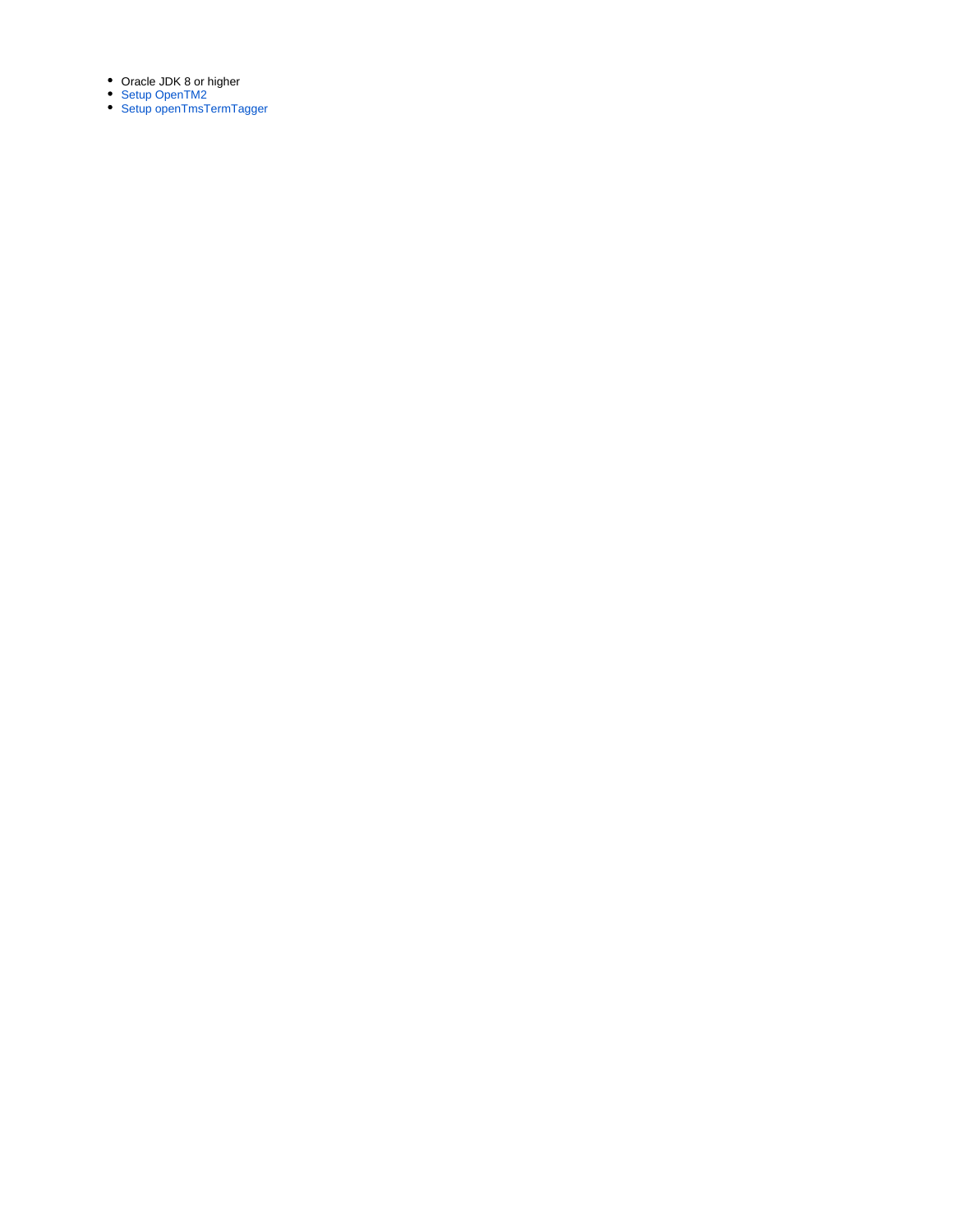- Oracle JDK 8 or higher
- Setup OpenTM2
- Setup openTmsTermTagger